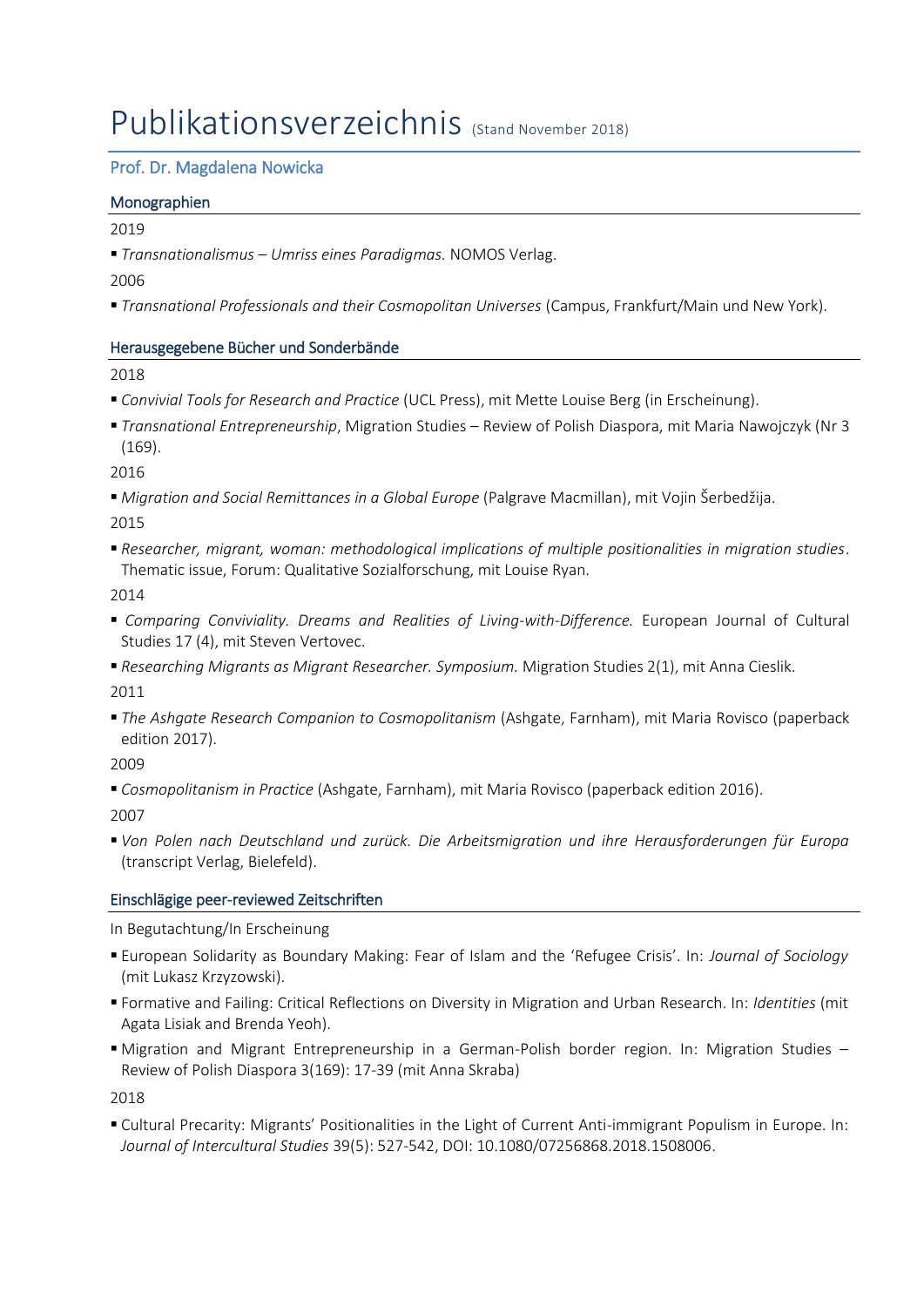# Publikationsverzeichnis (Stand November 2018)

## Prof. Dr. Magdalena Nowicka

### Monographien

2019

- *Transnationalismus – Umriss eines Paradigmas.* NOMOS Verlag.

2006

- *Transnational Professionals and their Cosmopolitan Universes* (Campus, Frankfurt/Main und New York).

### Herausgegebene Bücher und Sonderbände

2018

- *Convivial Tools for Research and Practice* (UCL Press), mit Mette Louise Berg (in Erscheinung).
- *Transnational Entrepreneurship*, Migration Studies – Review of Polish Diaspora, mit Maria Nawojczyk (Nr 3 (169).

2016

- *Migration and Social Remittances in a Global Europe* (Palgrave Macmillan), mit Vojin Šerbedžija.

2015

- *Researcher, migrant, woman: methodological implications of multiple positionalities in migration studies*. Thematic issue, Forum: Qualitative Sozialforschung, mit Louise Ryan.

2014

- *Comparing Conviviality. Dreams and Realities of Living-with-Difference.* European Journal of Cultural Studies 17 (4), mit Steven Vertovec.
- *Researching Migrants as Migrant Researcher. Symposium.* Migration Studies 2(1), mit Anna Cieslik.

2011

- *The Ashgate Research Companion to Cosmopolitanism* (Ashgate, Farnham), mit Maria Rovisco (paperback edition 2017).

2009

- *Cosmopolitanism in Practice* (Ashgate, Farnham), mit Maria Rovisco (paperback edition 2016).

2007

- *Von Polen nach Deutschland und zurück. Die Arbeitsmigration und ihre Herausforderungen für Europa* (transcript Verlag, Bielefeld).

### Einschlägige peer-reviewed Zeitschriften

In Begutachtung/In Erscheinung

- European Solidarity as Boundary Making: Fear of Islam and the 'Refugee Crisis'. In: *Journal of Sociology* (mit Lukasz Krzyzowski).
- Formative and Failing: Critical Reflections on Diversity in Migration and Urban Research. In: *Identities* (mit Agata Lisiak and Brenda Yeoh).
- Migration and Migrant Entrepreneurship in a German-Polish border region. In: Migration Studies – Review of Polish Diaspora 3(169): 17-39 (mit Anna Skraba)

2018

- Cultural Precarity: Migrants' Positionalities in the Light of Current Anti-immigrant Populism in Europe. In: *Journal of Intercultural Studies* 39(5): 527-542, DOI: 10.1080/07256868.2018.1508006.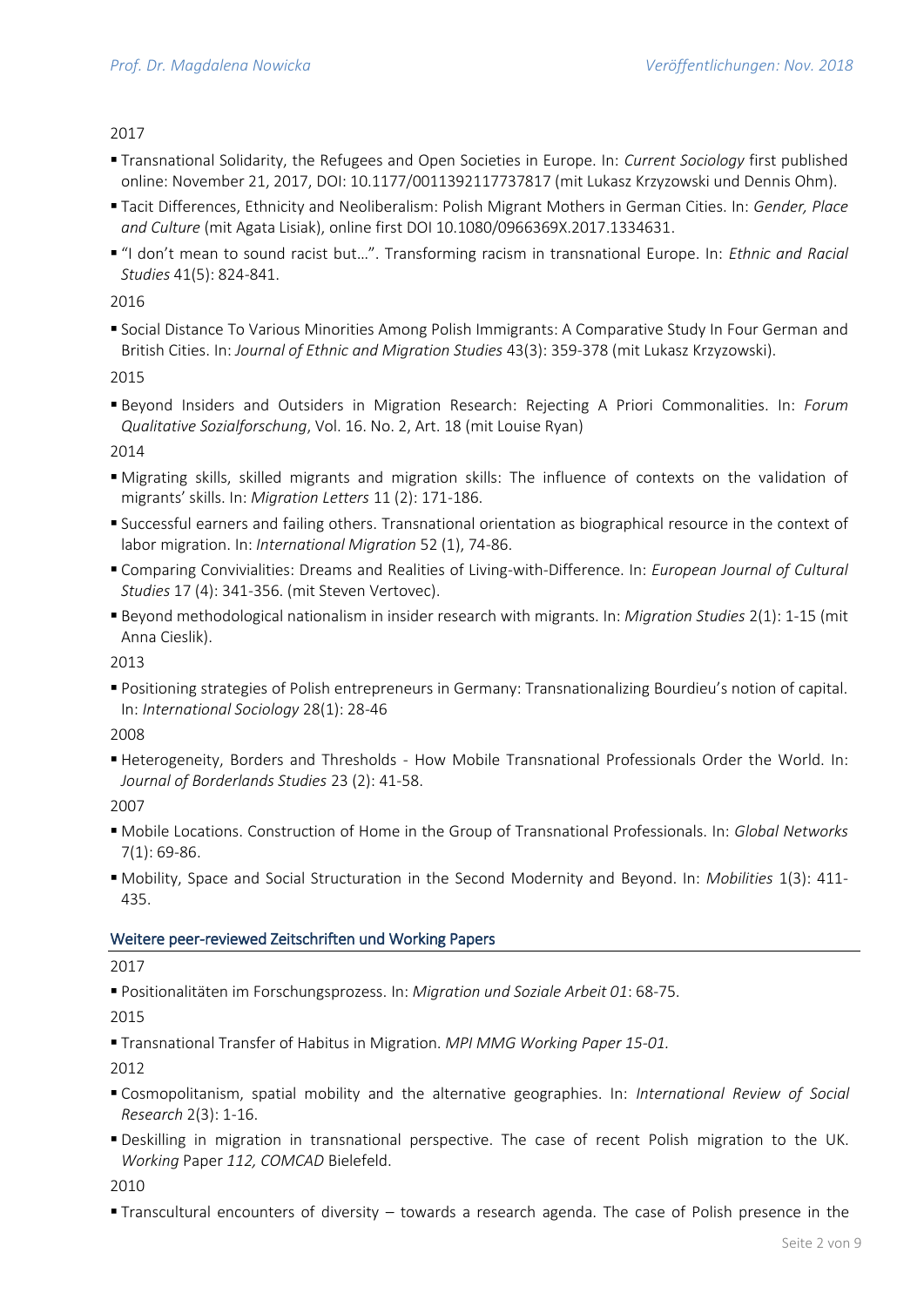2017

- Transnational Solidarity, the Refugees and Open Societies in Europe. In: *Current Sociology* first published online: November 21, 2017, DOI: 10.1177/0011392117737817 (mit Lukasz Krzyzowski und Dennis Ohm).
- Tacit Differences, Ethnicity and Neoliberalism: Polish Migrant Mothers in German Cities. In: *Gender, Place and Culture* (mit Agata Lisiak), online first DOI 10.1080/0966369X.2017.1334631.
- "I don't mean to sound racist but…". Transforming racism in transnational Europe. In: *Ethnic and Racial Studies* 41(5): 824-841.

2016

- Social Distance To Various Minorities Among Polish Immigrants: A Comparative Study In Four German and British Cities. In: *Journal of Ethnic and Migration Studies* 43(3): 359-378 (mit Lukasz Krzyzowski).

2015

- Beyond Insiders and Outsiders in Migration Research: Rejecting A Priori Commonalities. In: *Forum Qualitative Sozialforschung*, Vol. 16. No. 2, Art. 18 (mit Louise Ryan)

2014

- Migrating skills, skilled migrants and migration skills: The influence of contexts on the validation of migrants' skills. In: *Migration Letters* 11 (2): 171-186.
- Successful earners and failing others. Transnational orientation as biographical resource in the context of labor migration. In: *International Migration* 52 (1), 74-86.
- Comparing Convivialities: Dreams and Realities of Living-with-Difference. In: *European Journal of Cultural Studies* 17 (4): 341-356. (mit Steven Vertovec).
- Beyond methodological nationalism in insider research with migrants. In: *Migration Studies* 2(1): 1-15 (mit Anna Cieslik).

2013

- Positioning strategies of Polish entrepreneurs in Germany: Transnationalizing Bourdieu's notion of capital. In: *International Sociology* 28(1): 28-46

2008

- Heterogeneity, Borders and Thresholds - How Mobile Transnational Professionals Order the World. In: *Journal of Borderlands Studies* 23 (2): 41-58.

2007

- Mobile Locations. Construction of Home in the Group of Transnational Professionals. In: *Global Networks* 7(1): 69-86.
- Mobility, Space and Social Structuration in the Second Modernity and Beyond. In: *Mobilities* 1(3): 411-435.

## Weitere peer-reviewed Zeitschriften und Working Papers

2017

- Positionalitäten im Forschungsprozess. In: *Migration und Soziale Arbeit 01*: 68-75.

2015

- Transnational Transfer of Habitus in Migration. *MPI MMG Working Paper 15-01.*

2012

- Cosmopolitanism, spatial mobility and the alternative geographies. In: *International Review of Social Research* 2(3): 1-16.
- Deskilling in migration in transnational perspective. The case of recent Polish migration to the UK. *Working* Paper *112, COMCAD* Bielefeld.

2010

- Transcultural encounters of diversity – towards a research agenda. The case of Polish presence in the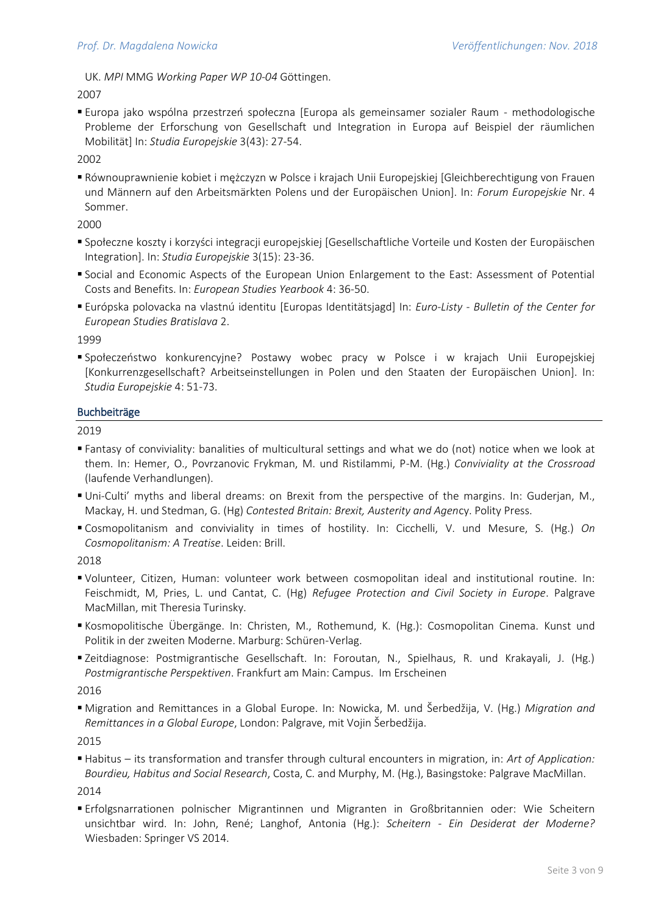UK. *MPI* MMG *Working Paper WP 10-04* Göttingen.

2007

- Europa jako wspólna przestrzeń społeczna [Europa als gemeinsamer sozialer Raum - methodologische Probleme der Erforschung von Gesellschaft und Integration in Europa auf Beispiel der räumlichen Mobilität] In: *Studia Europejskie* 3(43): 27-54.

2002

- Równouprawnienie kobiet i mężczyzn w Polsce i krajach Unii Europejskiej [Gleichberechtigung von Frauen und Männern auf den Arbeitsmärkten Polens und der Europäischen Union]. In: *Forum Europejskie* Nr. 4 Sommer.

2000

- Społeczne koszty i korzyści integracji europejskiej [Gesellschaftliche Vorteile und Kosten der Europäischen Integration]. In: *Studia Europejskie* 3(15): 23-36.
- Social and Economic Aspects of the European Union Enlargement to the East: Assessment of Potential Costs and Benefits. In: *European Studies Yearbook* 4: 36-50.
- Európska polovacka na vlastnú identitu [Europas Identitätsjagd] In: *Euro-Listy - Bulletin of the Center for European Studies Bratislava* 2.

1999

- Społeczeństwo konkurencyjne? Postawy wobec pracy w Polsce i w krajach Unii Europejskiej [Konkurrenzgesellschaft? Arbeitseinstellungen in Polen und den Staaten der Europäischen Union]. In: *Studia Europejskie* 4: 51-73.

## Buchbeiträge

2019

- Fantasy of conviviality: banalities of multicultural settings and what we do (not) notice when we look at them. In: Hemer, O., Povrzanovic Frykman, M. und Ristilammi, P-M. (Hg.) *Conviviality at the Crossroad* (laufende Verhandlungen).
- Uni-Culti' myths and liberal dreams: on Brexit from the perspective of the margins. In: Guderjan, M., Mackay, H. und Stedman, G. (Hg) *Contested Britain: Brexit, Austerity and Agenc*y. Polity Press.
- Cosmopolitanism and conviviality in times of hostility. In: Cicchelli, V. und Mesure, S. (Hg.) *On Cosmopolitanism: A Treatise*. Leiden: Brill.

2018

- Volunteer, Citizen, Human: volunteer work between cosmopolitan ideal and institutional routine. In: Feischmidt, M, Pries, L. und Cantat, C. (Hg) *Refugee Protection and Civil Society in Europe*. Palgrave MacMillan, mit Theresia Turinsky.
- Kosmopolitische Übergänge. In: Christen, M., Rothemund, K. (Hg.): Cosmopolitan Cinema. Kunst und Politik in der zweiten Moderne. Marburg: Schüren-Verlag.
- Zeitdiagnose: Postmigrantische Gesellschaft. In: Foroutan, N., Spielhaus, R. und Krakayali, J. (Hg.) *Postmigrantische Perspektiven*. Frankfurt am Main: Campus. Im Erscheinen

2016

- Migration and Remittances in a Global Europe. In: Nowicka, M. und Šerbedžija, V. (Hg.) *Migration and Remittances in a Global Europe*, London: Palgrave, mit Vojin Šerbedžija.

2015

- Habitus – its transformation and transfer through cultural encounters in migration, in: *Art of Application: Bourdieu, Habitus and Social Research*, Costa, C. and Murphy, M. (Hg.), Basingstoke: Palgrave MacMillan.

2014

- Erfolgsnarrationen polnischer Migrantinnen und Migranten in Großbritannien oder: Wie Scheitern unsichtbar wird. In: John, René; Langhof, Antonia (Hg.): *Scheitern - Ein Desiderat der Moderne?* Wiesbaden: Springer VS 2014.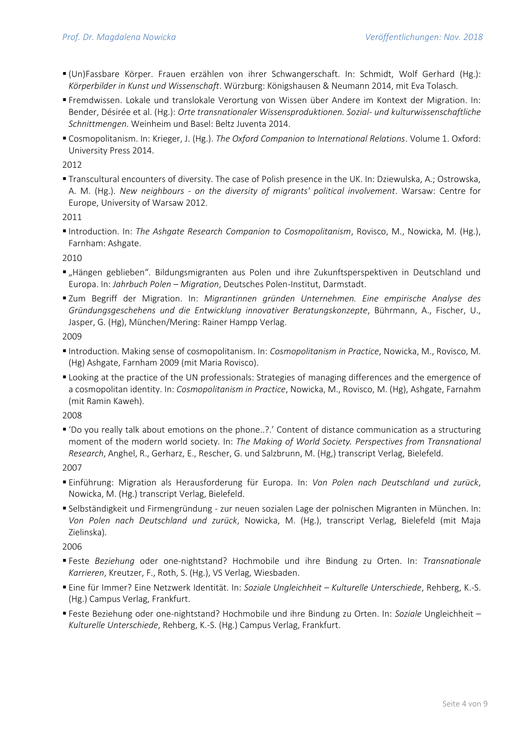- (Un)Fassbare Körper. Frauen erzählen von ihrer Schwangerschaft. In: Schmidt, Wolf Gerhard (Hg.): *Körperbilder in Kunst und Wissenschaft*. Würzburg: Königshausen & Neumann 2014, mit Eva Tolasch.
- Fremdwissen. Lokale und translokale Verortung von Wissen über Andere im Kontext der Migration. In: Bender, Désirée et al. (Hg.): *Orte transnationaler Wissensproduktionen. Sozial- und kulturwissenschaftliche Schnittmengen*. Weinheim und Basel: Beltz Juventa 2014.
- Cosmopolitanism. In: Krieger, J. (Hg.). *The Oxford Companion to International Relations*. Volume 1. Oxford: University Press 2014.

2012

- Transcultural encounters of diversity. The case of Polish presence in the UK. In: Dziewulska, A.; Ostrowska, A. M. (Hg.). *New neighbours - on the diversity of migrants' political involvement*. Warsaw: Centre for Europe, University of Warsaw 2012.

2011

- Introduction. In: *The Ashgate Research Companion to Cosmopolitanism*, Rovisco, M., Nowicka, M. (Hg.), Farnham: Ashgate.

2010

- „Hängen geblieben". Bildungsmigranten aus Polen und ihre Zukunftsperspektiven in Deutschland und Europa. In: *Jahrbuch Polen – Migration*, Deutsches Polen-Institut, Darmstadt.
- Zum Begriff der Migration. In: *Migrantinnen gründen Unternehmen. Eine empirische Analyse des Gründungsgeschehens und die Entwicklung innovativer Beratungskonzepte*, Bührmann, A., Fischer, U., Jasper, G. (Hg), München/Mering: Rainer Hampp Verlag.

2009

- Introduction. Making sense of cosmopolitanism. In: *Cosmopolitanism in Practice*, Nowicka, M., Rovisco, M. (Hg) Ashgate, Farnham 2009 (mit Maria Rovisco).
- Looking at the practice of the UN professionals: Strategies of managing differences and the emergence of a cosmopolitan identity. In: *Cosmopolitanism in Practice*, Nowicka, M., Rovisco, M. (Hg), Ashgate, Farnahm (mit Ramin Kaweh).

2008

- 'Do you really talk about emotions on the phone..?.' Content of distance communication as a structuring moment of the modern world society. In: *The Making of World Society. Perspectives from Transnational Research*, Anghel, R., Gerharz, E., Rescher, G. und Salzbrunn, M. (Hg,) transcript Verlag, Bielefeld.

2007

- Einführung: Migration als Herausforderung für Europa. In: *Von Polen nach Deutschland und zurück*, Nowicka, M. (Hg.) transcript Verlag, Bielefeld.
- Selbständigkeit und Firmengründung - zur neuen sozialen Lage der polnischen Migranten in München. In: *Von Polen nach Deutschland und zurück*, Nowicka, M. (Hg.), transcript Verlag, Bielefeld (mit Maja Zielinska).

2006

- Feste *Beziehung* oder one-nightstand? Hochmobile und ihre Bindung zu Orten. In: *Transnationale Karrieren*, Kreutzer, F., Roth, S. (Hg.), VS Verlag, Wiesbaden.
- Eine für Immer? Eine Netzwerk Identität. In: *Soziale Ungleichheit – Kulturelle Unterschiede*, Rehberg, K.-S. (Hg.) Campus Verlag, Frankfurt.
- Feste Beziehung oder one-nightstand? Hochmobile und ihre Bindung zu Orten. In: *Soziale* Ungleichheit – *Kulturelle Unterschiede*, Rehberg, K.-S. (Hg.) Campus Verlag, Frankfurt.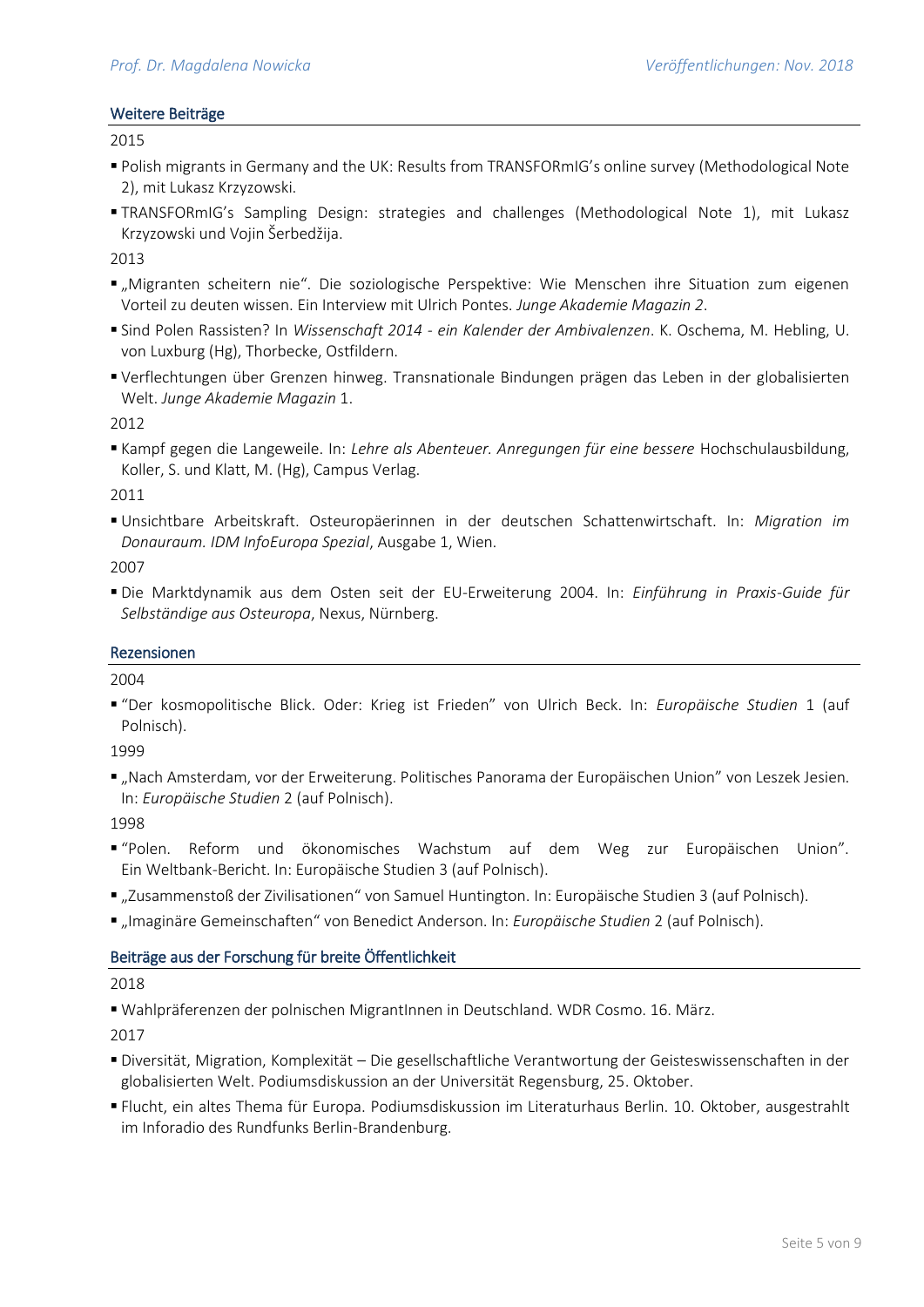## Weitere Beiträge

2015

- Polish migrants in Germany and the UK: Results from TRANSFORmIG's online survey (Methodological Note 2), mit Lukasz Krzyzowski.
- TRANSFORmIG's Sampling Design: strategies and challenges (Methodological Note 1), mit Lukasz Krzyzowski und Vojin Šerbedžija.

2013

- „Migranten scheitern nie". Die soziologische Perspektive: Wie Menschen ihre Situation zum eigenen Vorteil zu deuten wissen. Ein Interview mit Ulrich Pontes. *Junge Akademie Magazin 2*.
- Sind Polen Rassisten? In *Wissenschaft 2014 - ein Kalender der Ambivalenzen*. K. Oschema, M. Hebling, U. von Luxburg (Hg), Thorbecke, Ostfildern.
- Verflechtungen über Grenzen hinweg. Transnationale Bindungen prägen das Leben in der globalisierten Welt. *Junge Akademie Magazin* 1.

2012

- Kampf gegen die Langeweile. In: *Lehre als Abenteuer. Anregungen für eine bessere* Hochschulausbildung, Koller, S. und Klatt, M. (Hg), Campus Verlag.

2011

- Unsichtbare Arbeitskraft. Osteuropäerinnen in der deutschen Schattenwirtschaft. In: *Migration im Donauraum. IDM InfoEuropa Spezial*, Ausgabe 1, Wien.

2007

- Die Marktdynamik aus dem Osten seit der EU-Erweiterung 2004. In: *Einführung in Praxis-Guide für Selbständige aus Osteuropa*, Nexus, Nürnberg.

## Rezensionen

2004

- "Der kosmopolitische Blick. Oder: Krieg ist Frieden" von Ulrich Beck. In: *Europäische Studien* 1 (auf Polnisch).

1999

- „Nach Amsterdam, vor der Erweiterung. Politisches Panorama der Europäischen Union" von Leszek Jesien. In: *Europäische Studien* 2 (auf Polnisch).

1998

- "Polen. Reform und ökonomisches Wachstum auf dem Weg zur Europäischen Union". Ein Weltbank-Bericht. In: Europäische Studien 3 (auf Polnisch).
- „Zusammenstoß der Zivilisationen" von Samuel Huntington. In: Europäische Studien 3 (auf Polnisch).
- „Imaginäre Gemeinschaften" von Benedict Anderson. In: *Europäische Studien* 2 (auf Polnisch).

## Beiträge aus der Forschung für breite Öffentlichkeit

2018

- Wahlpräferenzen der polnischen MigrantInnen in Deutschland. WDR Cosmo. 16. März.

2017

- Diversität, Migration, Komplexität – Die gesellschaftliche Verantwortung der Geisteswissenschaften in der globalisierten Welt. Podiumsdiskussion an der Universität Regensburg, 25. Oktober.
- Flucht, ein altes Thema für Europa. Podiumsdiskussion im Literaturhaus Berlin. 10. Oktober, ausgestrahlt im Inforadio des Rundfunks Berlin-Brandenburg.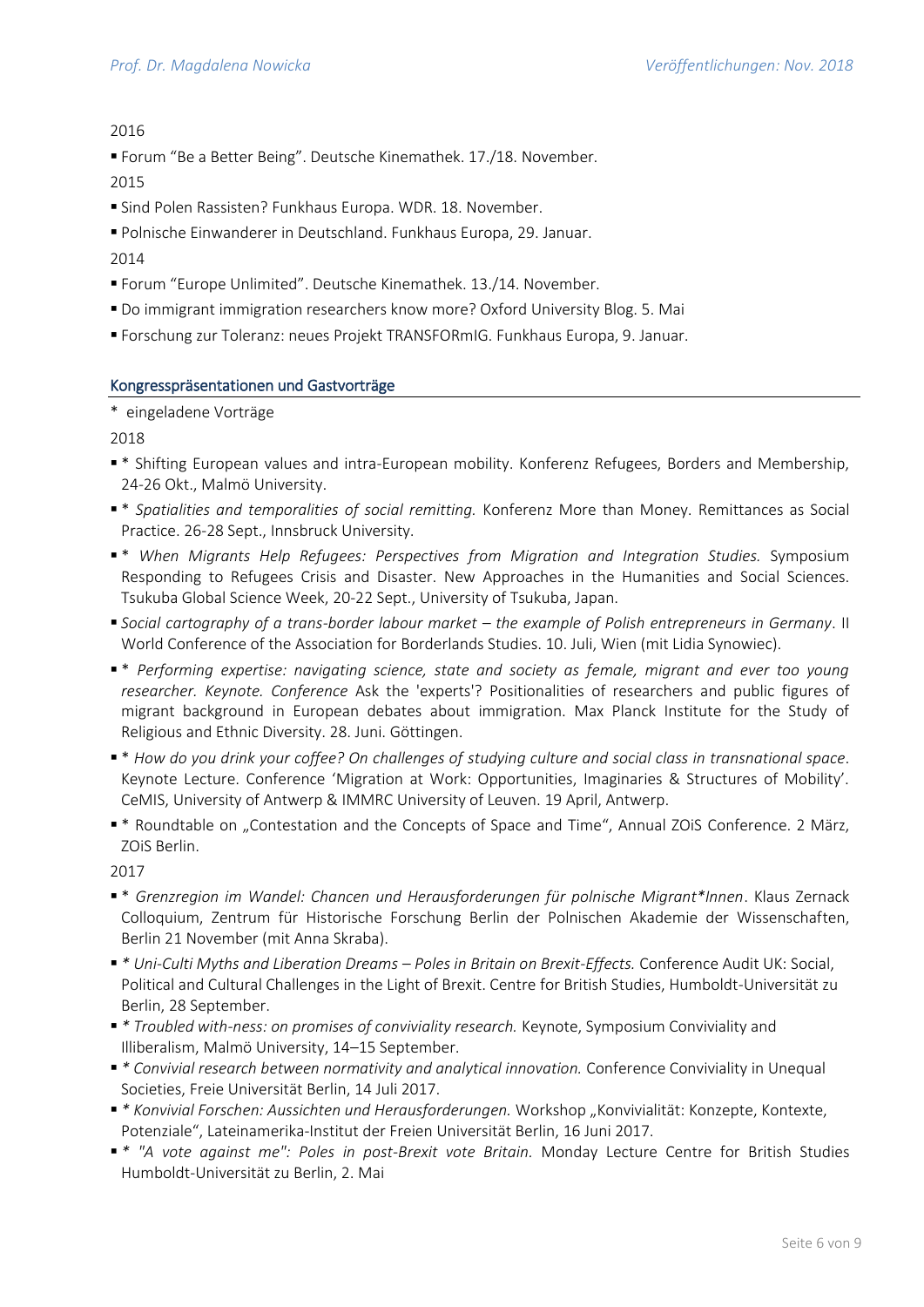2016

- Forum "Be a Better Being". Deutsche Kinemathek. 17./18. November.

2015

- Sind Polen Rassisten? Funkhaus Europa. WDR. 18. November.
- Polnische Einwanderer in Deutschland. Funkhaus Europa, 29. Januar.

2014

- Forum "Europe Unlimited". Deutsche Kinemathek. 13./14. November.
- Do immigrant immigration researchers know more? Oxford University Blog. 5. Mai
- Forschung zur Toleranz: neues Projekt TRANSFORmIG. Funkhaus Europa, 9. Januar.

## Kongresspräsentationen und Gastvorträge

\* eingeladene Vorträge

2018

- \* Shifting European values and intra-European mobility. Konferenz Refugees, Borders and Membership, 24-26 Okt., Malmö University.
- \* *Spatialities and temporalities of social remitting.* Konferenz More than Money. Remittances as Social Practice. 26-28 Sept., Innsbruck University.
- \* *When Migrants Help Refugees: Perspectives from Migration and Integration Studies.* Symposium Responding to Refugees Crisis and Disaster. New Approaches in the Humanities and Social Sciences. Tsukuba Global Science Week, 20-22 Sept., University of Tsukuba, Japan.
- *Social cartography of a trans-border labour market – the example of Polish entrepreneurs in Germany*. II World Conference of the Association for Borderlands Studies. 10. Juli, Wien (mit Lidia Synowiec).
- \* *Performing expertise: navigating science, state and society as female, migrant and ever too young researcher. Keynote. Conference* Ask the 'experts'? Positionalities of researchers and public figures of migrant background in European debates about immigration. Max Planck Institute for the Study of Religious and Ethnic Diversity. 28. Juni. Göttingen.
- \* *How do you drink your coffee? On challenges of studying culture and social class in transnational space*. Keynote Lecture. Conference 'Migration at Work: Opportunities, Imaginaries & Structures of Mobility'. CeMIS, University of Antwerp & IMMRC University of Leuven. 19 April, Antwerp.
- \* Roundtable on „Contestation and the Concepts of Space and Time", Annual ZOiS Conference. 2 März, ZOiS Berlin.

2017

- \* *Grenzregion im Wandel: Chancen und Herausforderungen für polnische Migrant*Innen*. Klaus Zernack Colloquium, Zentrum für Historische Forschung Berlin der Polnischen Akademie der Wissenschaften, Berlin 21 November (mit Anna Skraba).
- *\* Uni-Culti Myths and Liberation Dreams – Poles in Britain on Brexit-Effects.* Conference Audit UK: Social, Political and Cultural Challenges in the Light of Brexit. Centre for British Studies, Humboldt-Universität zu Berlin, 28 September.
- *\* Troubled with-ness: on promises of conviviality research.* Keynote, Symposium Conviviality and Illiberalism, Malmö University, 14–15 September.
- *\* Convivial research between normativity and analytical innovation.* Conference Conviviality in Unequal Societies, Freie Universität Berlin, 14 Juli 2017.
- *\* Konvivial Forschen: Aussichten und Herausforderungen.* Workshop „Konvivialität: Konzepte, Kontexte, Potenziale", Lateinamerika-Institut der Freien Universität Berlin, 16 Juni 2017.
- *\* "A vote against me": Poles in post-Brexit vote Britain.* Monday Lecture Centre for British Studies Humboldt-Universität zu Berlin, 2. Mai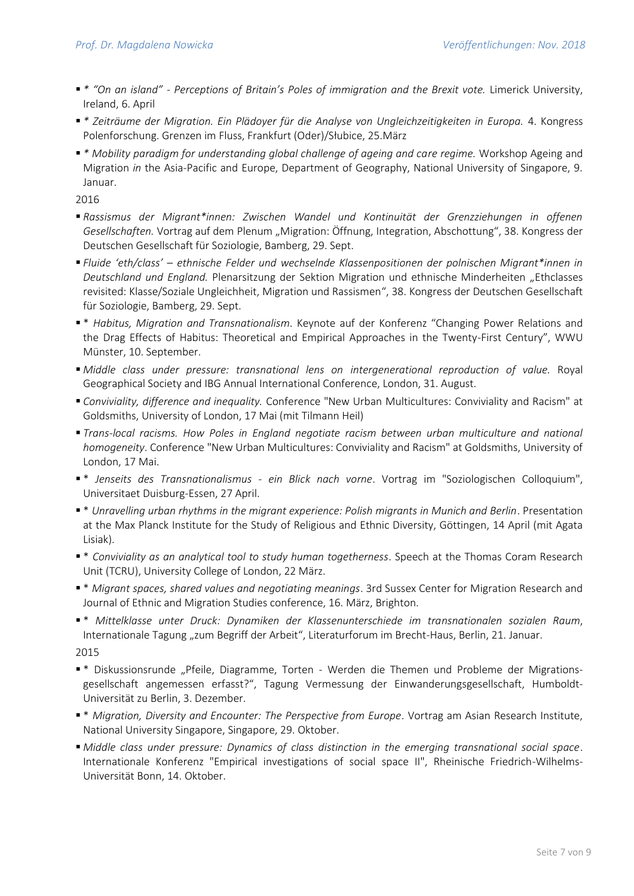- * *"On an island" - Perceptions of Britain's Poles of immigration and the Brexit vote.* Limerick University, Ireland, 6. April
- * *Zeiträume der Migration. Ein Plädoyer für die Analyse von Ungleichzeitigkeiten in Europa.* 4. Kongress Polenforschung. Grenzen im Fluss, Frankfurt (Oder)/Słubice, 25.März
- * *Mobility paradigm for understanding global challenge of ageing and care regime.* Workshop Ageing and Migration *in* the Asia-Pacific and Europe, Department of Geography, National University of Singapore, 9. Januar.

2016

- *Rassismus der Migrant*innen: Zwischen Wandel und Kontinuität der Grenzziehungen in offenen Gesellschaften.* Vortrag auf dem Plenum „Migration: Öffnung, Integration, Abschottung", 38. Kongress der Deutschen Gesellschaft für Soziologie, Bamberg, 29. Sept.
- *Fluide 'eth/class' – ethnische Felder und wechselnde Klassenpositionen der polnischen Migrant*innen in Deutschland und England.* Plenarsitzung der Sektion Migration und ethnische Minderheiten „Ethclasses revisited: Klasse/Soziale Ungleichheit, Migration und Rassismen", 38. Kongress der Deutschen Gesellschaft für Soziologie, Bamberg, 29. Sept.
- * *Habitus, Migration and Transnationalism.* Keynote auf der Konferenz "Changing Power Relations and the Drag Effects of Habitus: Theoretical and Empirical Approaches in the Twenty-First Century", WWU Münster, 10. September.
- *Middle class under pressure: transnational lens on intergenerational reproduction of value.* Royal Geographical Society and IBG Annual International Conference, London, 31. August.
- *Conviviality, difference and inequality.* Conference "New Urban Multicultures: Conviviality and Racism" at Goldsmiths, University of London, 17 Mai (mit Tilmann Heil)
- *Trans-local racisms. How Poles in England negotiate racism between urban multiculture and national homogeneity*. Conference "New Urban Multicultures: Conviviality and Racism" at Goldsmiths, University of London, 17 Mai.
- * *Jenseits des Transnationalismus - ein Blick nach vorne*. Vortrag im "Soziologischen Colloquium", Universitaet Duisburg-Essen, 27 April.
- * *Unravelling urban rhythms in the migrant experience: Polish migrants in Munich and Berlin*. Presentation at the Max Planck Institute for the Study of Religious and Ethnic Diversity, Göttingen, 14 April (mit Agata Lisiak).
- * *Conviviality as an analytical tool to study human togetherness*. Speech at the Thomas Coram Research Unit (TCRU), University College of London, 22 März.
- * *Migrant spaces, shared values and negotiating meanings*. 3rd Sussex Center for Migration Research and Journal of Ethnic and Migration Studies conference, 16. März, Brighton.
- * *Mittelklasse unter Druck: Dynamiken der Klassenunterschiede im transnationalen sozialen Raum*, Internationale Tagung „zum Begriff der Arbeit", Literaturforum im Brecht-Haus, Berlin, 21. Januar.

2015

- * Diskussionsrunde „Pfeile, Diagramme, Torten - Werden die Themen und Probleme der Migrations-gesellschaft angemessen erfasst?", Tagung Vermessung der Einwanderungsgesellschaft, Humboldt-Universität zu Berlin, 3. Dezember.
- * *Migration, Diversity and Encounter: The Perspective from Europe*. Vortrag am Asian Research Institute, National University Singapore, Singapore, 29. Oktober.
- *Middle class under pressure: Dynamics of class distinction in the emerging transnational social space*. Internationale Konferenz "Empirical investigations of social space II", Rheinische Friedrich-Wilhelms-Universität Bonn, 14. Oktober.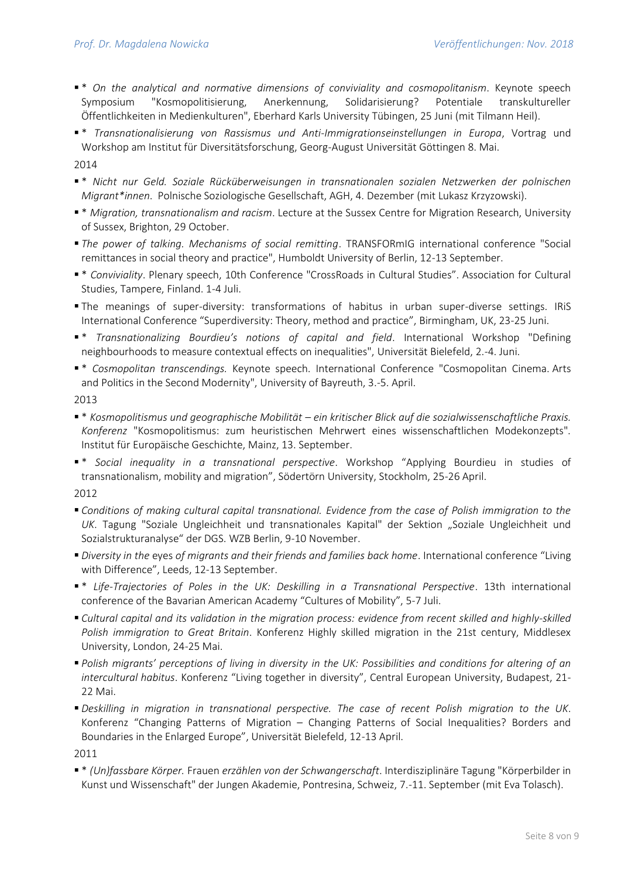- \* *On the analytical and normative dimensions of conviviality and cosmopolitanism*. Keynote speech Symposium "Kosmopolitisierung, Anerkennung, Solidarisierung? Potentiale transkultureller Öffentlichkeiten in Medienkulturen", Eberhard Karls University Tübingen, 25 Juni (mit Tilmann Heil).
- \* *Transnationalisierung von Rassismus und Anti-Immigrationseinstellungen in Europa*, Vortrag und Workshop am Institut für Diversitätsforschung, Georg-August Universität Göttingen 8. Mai.

2014

- \* *Nicht nur Geld. Soziale Rücküberweisungen in transnationalen sozialen Netzwerken der polnischen Migrant\*innen*. Polnische Soziologische Gesellschaft, AGH, 4. Dezember (mit Lukasz Krzyzowski).
- \* *Migration, transnationalism and racism*. Lecture at the Sussex Centre for Migration Research, University of Sussex, Brighton, 29 October.
- *The power of talking. Mechanisms of social remitting*. TRANSFORmIG international conference "Social remittances in social theory and practice", Humboldt University of Berlin, 12-13 September.
- \* *Conviviality*. Plenary speech, 10th Conference "CrossRoads in Cultural Studies". Association for Cultural Studies, Tampere, Finland. 1-4 Juli.
- The meanings of super-diversity: transformations of habitus in urban super-diverse settings. IRiS International Conference "Superdiversity: Theory, method and practice", Birmingham, UK, 23-25 Juni.
- \* *Transnationalizing Bourdieu's notions of capital and field*. International Workshop "Defining neighbourhoods to measure contextual effects on inequalities", Universität Bielefeld, 2.-4. Juni.
- \* *Cosmopolitan transcendings.* Keynote speech. International Conference "Cosmopolitan Cinema. Arts and Politics in the Second Modernity", University of Bayreuth, 3.-5. April.

2013

- \* *Kosmopolitismus und geographische Mobilität – ein kritischer Blick auf die sozialwissenschaftliche Praxis. Konferenz* "Kosmopolitismus: zum heuristischen Mehrwert eines wissenschaftlichen Modekonzepts". Institut für Europäische Geschichte, Mainz, 13. September.
- \* *Social inequality in a transnational perspective*. Workshop "Applying Bourdieu in studies of transnationalism, mobility and migration", Södertörn University, Stockholm, 25-26 April.

2012

- *Conditions of making cultural capital transnational. Evidence from the case of Polish immigration to the UK*. Tagung "Soziale Ungleichheit und transnationales Kapital" der Sektion „Soziale Ungleichheit und Sozialstrukturanalyse" der DGS. WZB Berlin, 9-10 November.
- *Diversity in the* eyes *of migrants and their friends and families back home*. International conference "Living with Difference", Leeds, 12-13 September.
- \* *Life-Trajectories of Poles in the UK: Deskilling in a Transnational Perspective*. 13th international conference of the Bavarian American Academy "Cultures of Mobility", 5-7 Juli.
- *Cultural capital and its validation in the migration process: evidence from recent skilled and highly-skilled Polish immigration to Great Britain*. Konferenz Highly skilled migration in the 21st century, Middlesex University, London, 24-25 Mai.
- *Polish migrants' perceptions of living in diversity in the UK: Possibilities and conditions for altering of an intercultural habitus*. Konferenz "Living together in diversity", Central European University, Budapest, 21-22 Mai.
- *Deskilling in migration in transnational perspective. The case of recent Polish migration to the UK*. Konferenz "Changing Patterns of Migration – Changing Patterns of Social Inequalities? Borders and Boundaries in the Enlarged Europe", Universität Bielefeld, 12-13 April.

2011

- \* *(Un)fassbare Körper.* Frauen *erzählen von der Schwangerschaft*. Interdisziplinäre Tagung "Körperbilder in Kunst und Wissenschaft" der Jungen Akademie, Pontresina, Schweiz, 7.-11. September (mit Eva Tolasch).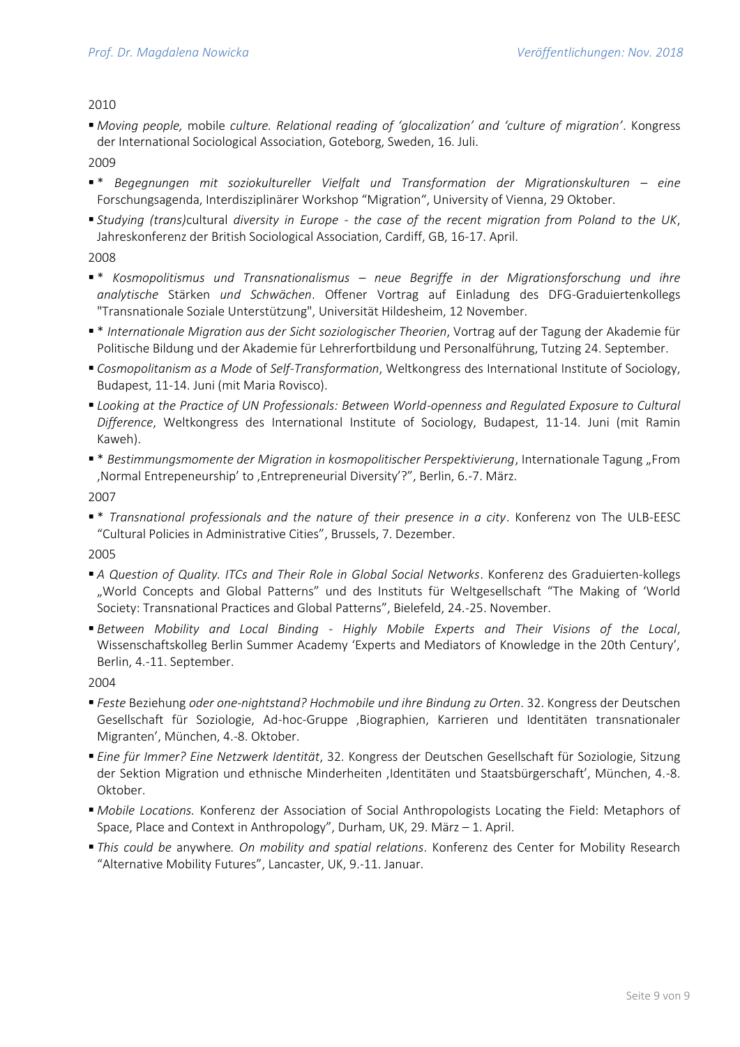2010

- *Moving people,* mobile *culture. Relational reading of 'glocalization' and 'culture of migration'*. Kongress der International Sociological Association, Goteborg, Sweden, 16. Juli.

2009

- \* *Begegnungen mit soziokultureller Vielfalt und Transformation der Migrationskulturen – eine* Forschungsagenda, Interdisziplinärer Workshop "Migration", University of Vienna, 29 Oktober.
- *Studying (trans)*cultural *diversity in Europe - the case of the recent migration from Poland to the UK*, Jahreskonferenz der British Sociological Association, Cardiff, GB, 16-17. April.

2008

- \* *Kosmopolitismus und Transnationalismus – neue Begriffe in der Migrationsforschung und ihre analytische* Stärken *und Schwächen*. Offener Vortrag auf Einladung des DFG-Graduiertenkollegs "Transnationale Soziale Unterstützung", Universität Hildesheim, 12 November.
- \* *Internationale Migration aus der Sicht soziologischer Theorien*, Vortrag auf der Tagung der Akademie für Politische Bildung und der Akademie für Lehrerfortbildung und Personalführung, Tutzing 24. September.
- *Cosmopolitanism as a Mode* of *Self-Transformation*, Weltkongress des International Institute of Sociology, Budapest, 11-14. Juni (mit Maria Rovisco).
- *Looking at the Practice of UN Professionals: Between World-openness and Regulated Exposure to Cultural Difference*, Weltkongress des International Institute of Sociology, Budapest, 11-14. Juni (mit Ramin Kaweh).
- \* *Bestimmungsmomente der Migration in kosmopolitischer Perspektivierung*, Internationale Tagung „From ‚Normal Entrepeneurship' to ‚Entrepreneurial Diversity'?", Berlin, 6.-7. März.

2007

- \* *Transnational professionals and the nature of their presence in a city*. Konferenz von The ULB-EESC "Cultural Policies in Administrative Cities", Brussels, 7. Dezember.

2005

- *A Question of Quality. ITCs and Their Role in Global Social Networks*. Konferenz des Graduierten-kollegs „World Concepts and Global Patterns" und des Instituts für Weltgesellschaft "The Making of 'World Society: Transnational Practices and Global Patterns", Bielefeld, 24.-25. November.
- *Between Mobility and Local Binding - Highly Mobile Experts and Their Visions of the Local*, Wissenschaftskolleg Berlin Summer Academy 'Experts and Mediators of Knowledge in the 20th Century', Berlin, 4.-11. September.

2004

- *Feste* Beziehung *oder one-nightstand? Hochmobile und ihre Bindung zu Orten*. 32. Kongress der Deutschen Gesellschaft für Soziologie, Ad-hoc-Gruppe ‚Biographien, Karrieren und Identitäten transnationaler Migranten', München, 4.-8. Oktober.
- *Eine für Immer? Eine Netzwerk Identität*, 32. Kongress der Deutschen Gesellschaft für Soziologie, Sitzung der Sektion Migration und ethnische Minderheiten ‚Identitäten und Staatsbürgerschaft', München, 4.-8. Oktober.
- *Mobile Locations.* Konferenz der Association of Social Anthropologists Locating the Field: Metaphors of Space, Place and Context in Anthropology", Durham, UK, 29. März – 1. April.
- *This could be* anywhere*. On mobility and spatial relations*. Konferenz des Center for Mobility Research "Alternative Mobility Futures", Lancaster, UK, 9.-11. Januar.